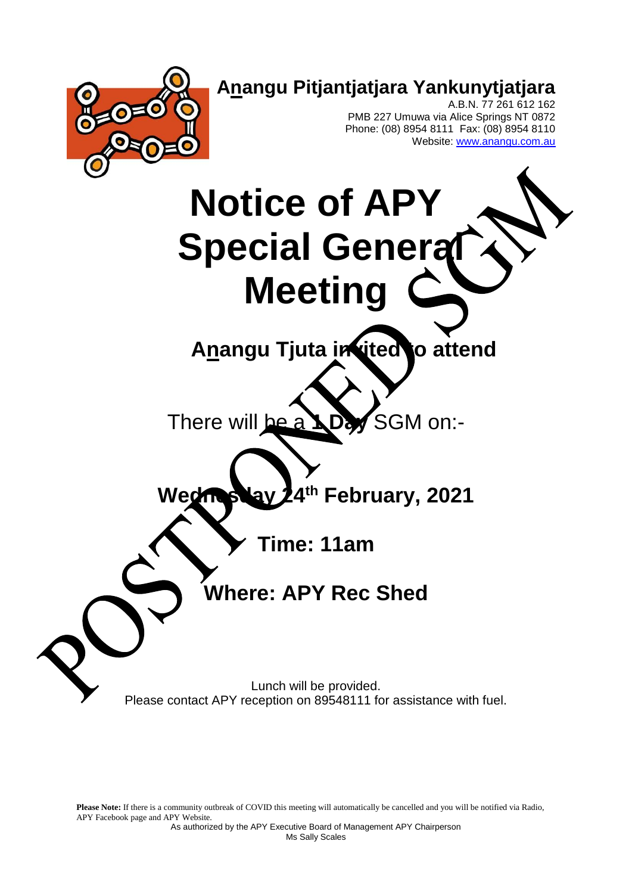**Anangu Pitjantjatjara Yankunytjatjara**
A.B.N. 77 261 612 162
PMB 227 Umuwa via Alice Springs NT 0872
Phone: (08) 8954 8111 Fax: (08) 8954 8110
Website: www.anangu.com.au

# Notice of APY Special General Meeting

POSTPONED SGM

## Anangu Tjuta invited to attend

There will be a **1 Day** SGM on:-

## Wednesday 24th February, 2021

## Time: 11am

## Where: APY Rec Shed

Lunch will be provided.
Please contact APY reception on 89548111 for assistance with fuel.

**Please Note:** If there is a community outbreak of COVID this meeting will automatically be cancelled and you will be notified via Radio, APY Facebook page and APY Website.

As authorized by the APY Executive Board of Management APY Chairperson
Ms Sally Scales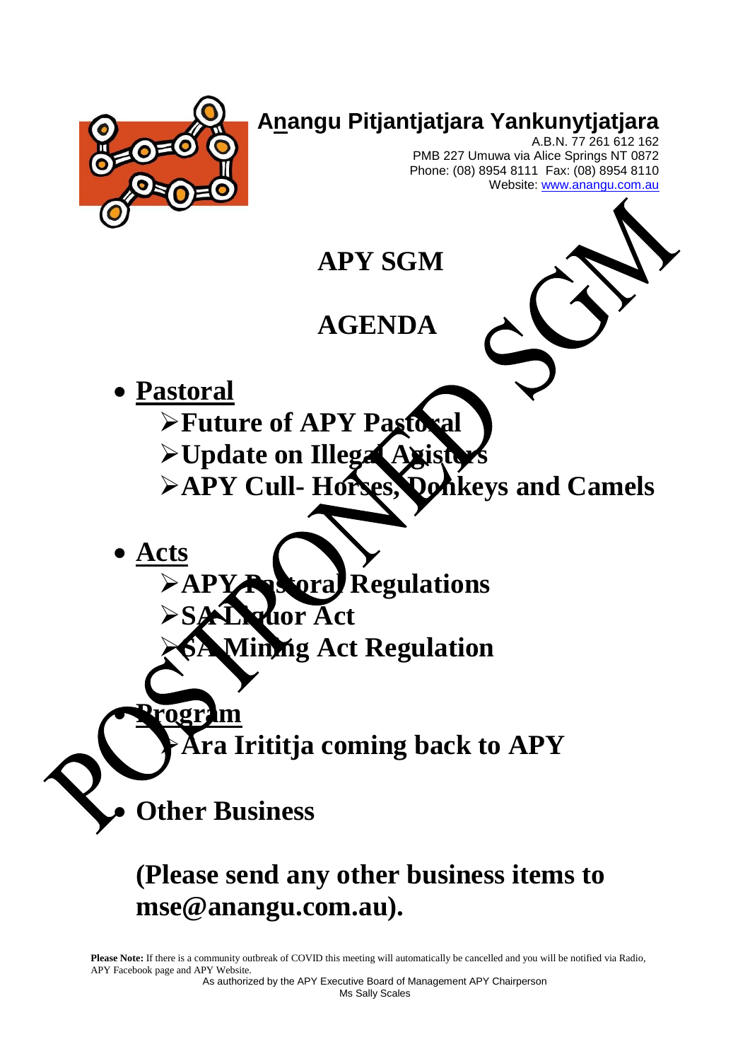# Anangu Pitjantjatjara Yankunytjatjara

A.B.N. 77 261 612 162
PMB 227 Umuwa via Alice Springs NT 0872
Phone: (08) 8954 8111 Fax: (08) 8954 8110
Website: www.anangu.com.au

POSTPONED SGM

## APY SGM

## AGENDA

- **Pastoral**
  - **Future of APY Pastoral**
  - **Update on Illegal Agisters**
  - **APY Cull- Horses, Donkeys and Camels**
- **Acts**
  - **APY Pastoral Regulations**
  - **SA Liquor Act**
  - **SA Mining Act Regulation**
- **Program**
  - **Ara Irititja coming back to APY**
- **Other Business**

**(Please send any other business items to mse@anangu.com.au).**

**Please Note:** If there is a community outbreak of COVID this meeting will automatically be cancelled and you will be notified via Radio, APY Facebook page and APY Website.

As authorized by the APY Executive Board of Management APY Chairperson
Ms Sally Scales